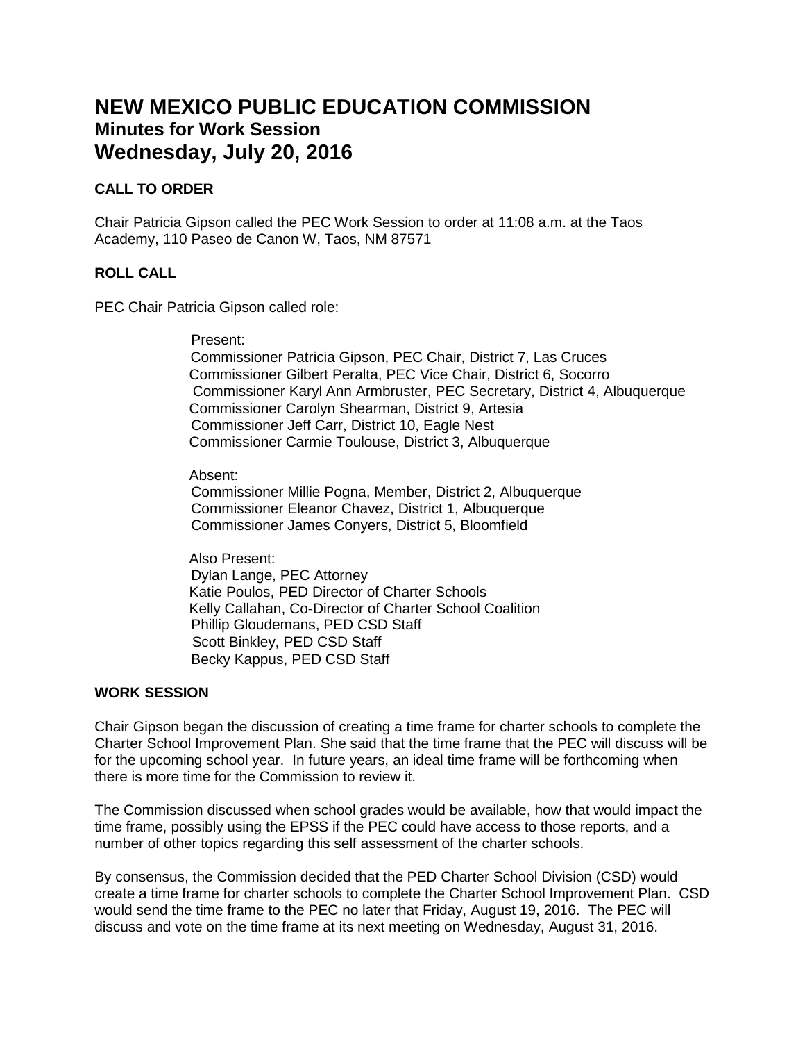# NEW MEXICO PUBLIC EDUCATION COMMISSION
## Minutes for Work Session
## Wednesday, July 20, 2016

### CALL TO ORDER

Chair Patricia Gipson called the PEC Work Session to order at 11:08 a.m. at the Taos Academy, 110 Paseo de Canon W, Taos, NM 87571

### ROLL CALL

PEC Chair Patricia Gipson called role:

Present:
Commissioner Patricia Gipson, PEC Chair, District 7, Las Cruces
Commissioner Gilbert Peralta, PEC Vice Chair, District 6, Socorro
Commissioner Karyl Ann Armbruster, PEC Secretary, District 4, Albuquerque
Commissioner Carolyn Shearman, District 9, Artesia
Commissioner Jeff Carr, District 10, Eagle Nest
Commissioner Carmie Toulouse, District 3, Albuquerque

Absent:
Commissioner Millie Pogna, Member, District 2, Albuquerque
Commissioner Eleanor Chavez, District 1, Albuquerque
Commissioner James Conyers, District 5, Bloomfield

Also Present:
Dylan Lange, PEC Attorney
Katie Poulos, PED Director of Charter Schools
Kelly Callahan, Co-Director of Charter School Coalition
Phillip Gloudemans, PED CSD Staff
Scott Binkley, PED CSD Staff
Becky Kappus, PED CSD Staff

### WORK SESSION

Chair Gipson began the discussion of creating a time frame for charter schools to complete the Charter School Improvement Plan. She said that the time frame that the PEC will discuss will be for the upcoming school year. In future years, an ideal time frame will be forthcoming when there is more time for the Commission to review it.

The Commission discussed when school grades would be available, how that would impact the time frame, possibly using the EPSS if the PEC could have access to those reports, and a number of other topics regarding this self assessment of the charter schools.

By consensus, the Commission decided that the PED Charter School Division (CSD) would create a time frame for charter schools to complete the Charter School Improvement Plan. CSD would send the time frame to the PEC no later that Friday, August 19, 2016. The PEC will discuss and vote on the time frame at its next meeting on Wednesday, August 31, 2016.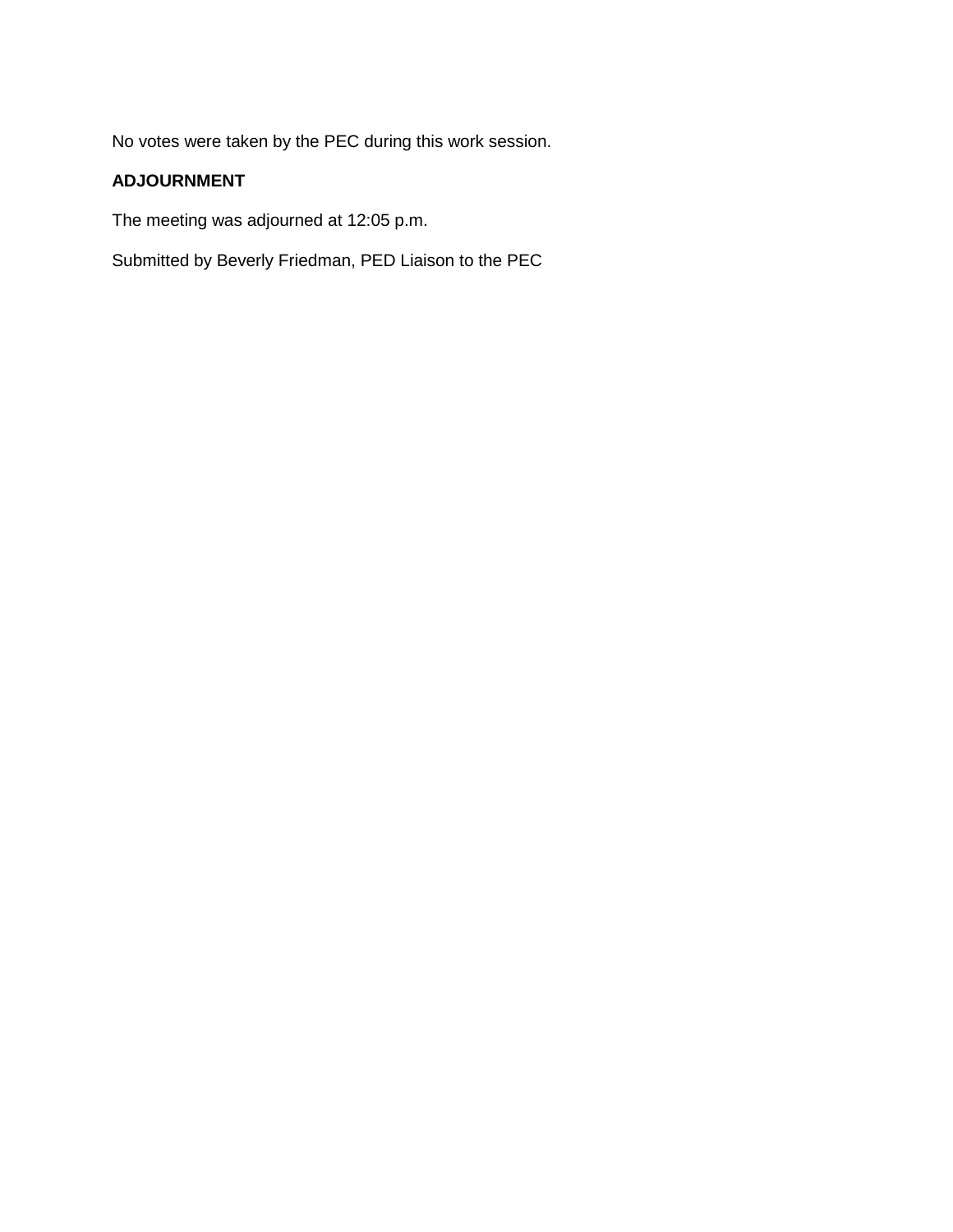No votes were taken by the PEC during this work session.

**ADJOURNMENT**

The meeting was adjourned at 12:05 p.m.

Submitted by Beverly Friedman, PED Liaison to the PEC